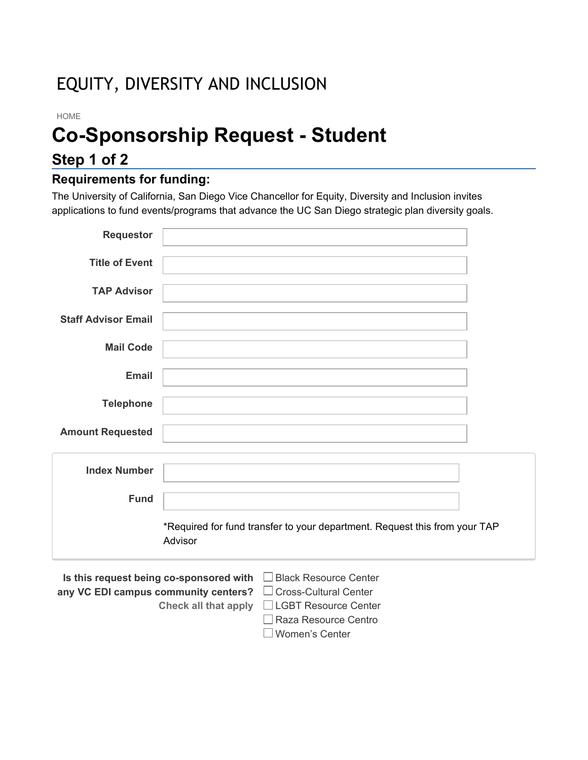EQUITY, DIVERSITY AND INCLUSION

HOME

# Co-Sponsorship Request - Student

## Step 1 of 2

### Requirements for funding:

The University of California, San Diego Vice Chancellor for Equity, Diversity and Inclusion invites applications to fund events/programs that advance the UC San Diego strategic plan diversity goals.

**Requestor**

**Title of Event**

**TAP Advisor**

**Staff Advisor Email**

**Mail Code**

**Email**

**Telephone**

**Amount Requested**

**Index Number**

**Fund**

*Required for fund transfer to your department. Request this from your TAP Advisor

**Is this request being co-sponsored with any VC EDI campus community centers?**
**Check all that apply**

- ☐ Black Resource Center
- ☐ Cross-Cultural Center
- ☐ LGBT Resource Center
- ☐ Raza Resource Centro
- ☐ Women's Center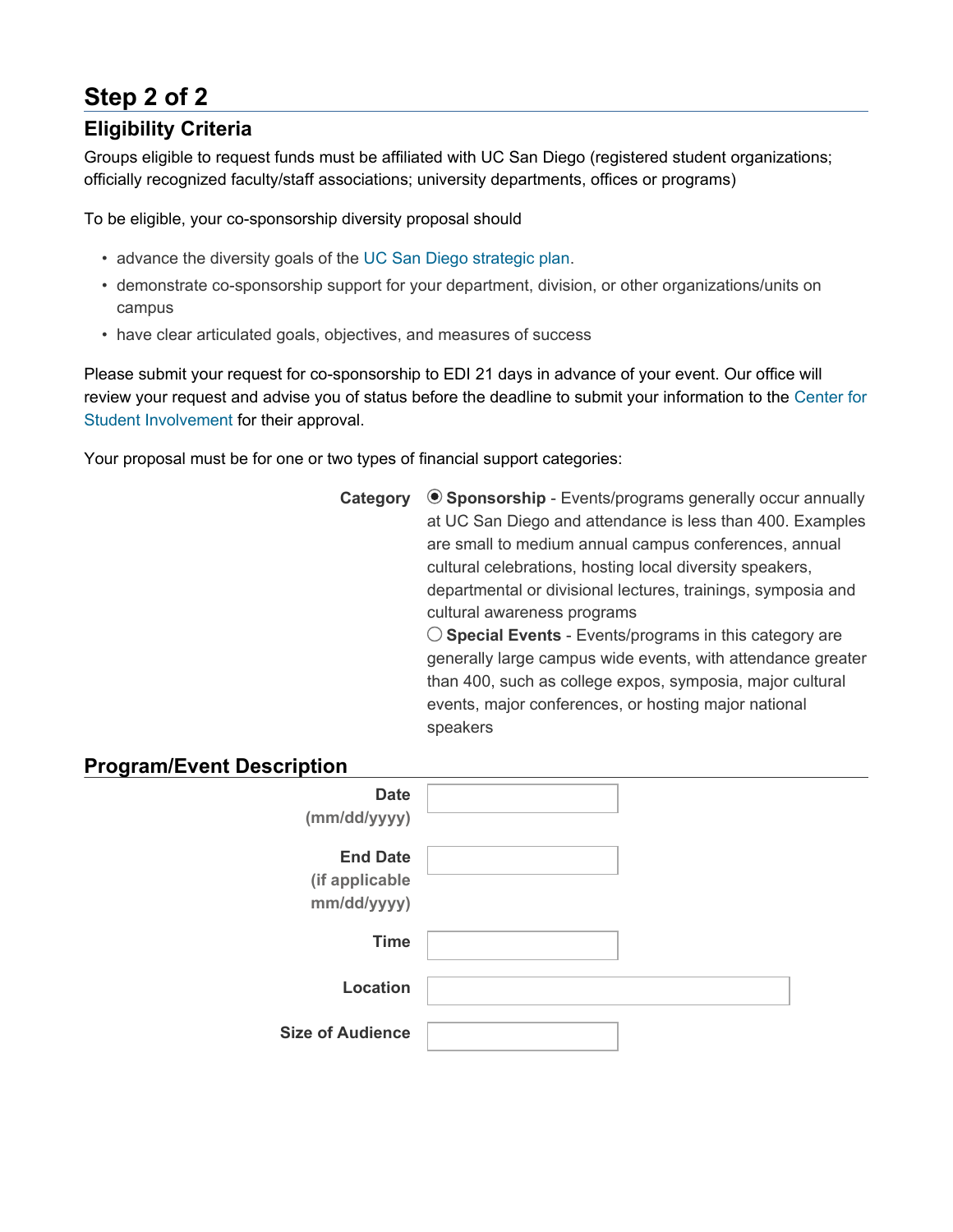## Step 2 of 2

### Eligibility Criteria

Groups eligible to request funds must be affiliated with UC San Diego (registered student organizations; officially recognized faculty/staff associations; university departments, offices or programs)

To be eligible, your co-sponsorship diversity proposal should

- advance the diversity goals of the UC San Diego strategic plan.
- demonstrate co-sponsorship support for your department, division, or other organizations/units on campus
- have clear articulated goals, objectives, and measures of success

Please submit your request for co-sponsorship to EDI 21 days in advance of your event. Our office will review your request and advise you of status before the deadline to submit your information to the Center for Student Involvement for their approval.

Your proposal must be for one or two types of financial support categories:

**Category**

- (●) **Sponsorship** - Events/programs generally occur annually at UC San Diego and attendance is less than 400. Examples are small to medium annual campus conferences, annual cultural celebrations, hosting local diversity speakers, departmental or divisional lectures, trainings, symposia and cultural awareness programs
- ( ) **Special Events** - Events/programs in this category are generally large campus wide events, with attendance greater than 400, such as college expos, symposia, major cultural events, major conferences, or hosting major national speakers

### Program/Event Description

**Date (mm/dd/yyyy)**

**End Date (if applicable mm/dd/yyyy)**

**Time**

**Location**

**Size of Audience**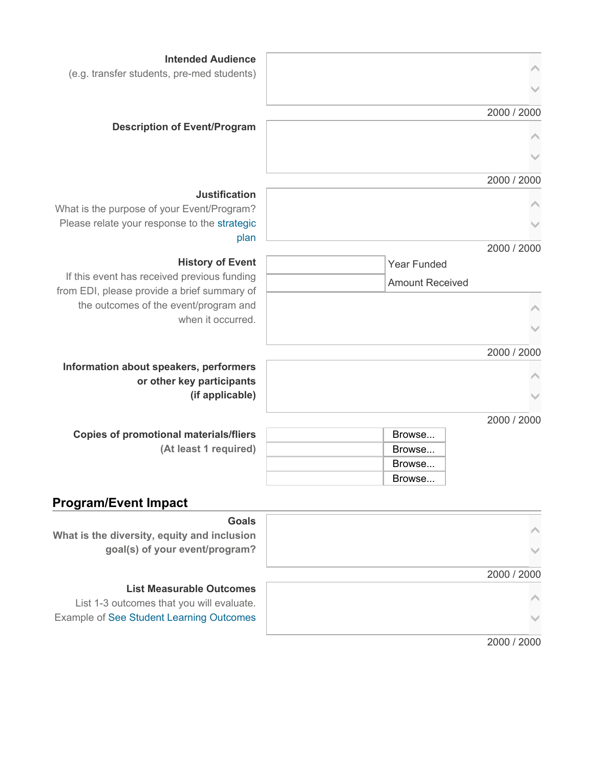**Intended Audience**
(e.g. transfer students, pre-med students)

2000 / 2000

**Description of Event/Program**

2000 / 2000

**Justification**
What is the purpose of your Event/Program? Please relate your response to the strategic plan

2000 / 2000

**History of Event**
If this event has received previous funding from EDI, please provide a brief summary of the outcomes of the event/program and when it occurred.

Year Funded

Amount Received

2000 / 2000

**Information about speakers, performers or other key participants (if applicable)**

2000 / 2000

**Copies of promotional materials/fliers (At least 1 required)**

Browse...
Browse...
Browse...
Browse...

## Program/Event Impact

**Goals**
**What is the diversity, equity and inclusion goal(s) of your event/program?**

2000 / 2000

**List Measurable Outcomes**
List 1-3 outcomes that you will evaluate.
Example of See Student Learning Outcomes

2000 / 2000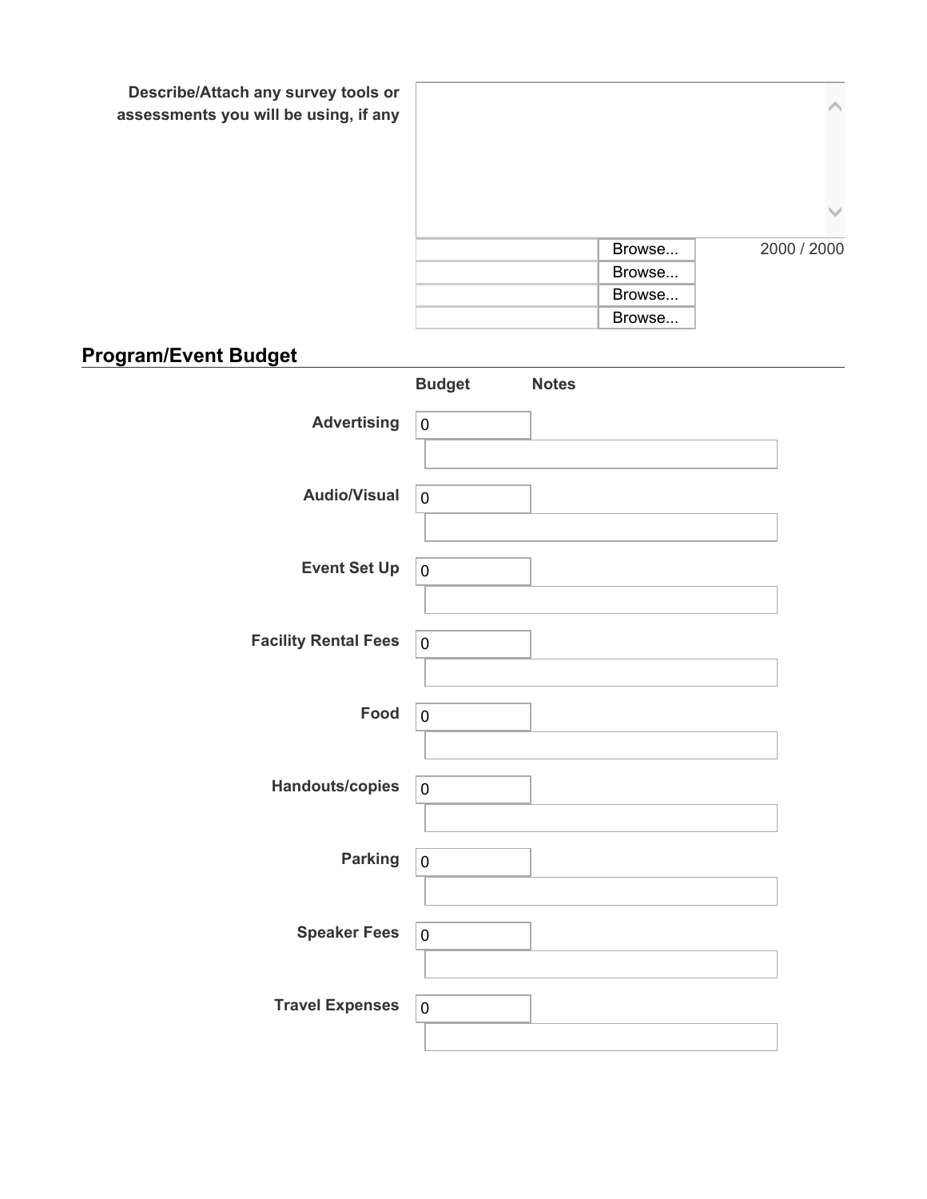**Describe/Attach any survey tools or assessments you will be using, if any**

2000 / 2000

Browse...

Browse...

Browse...

Browse...

## Program/Event Budget

| | Budget | Notes |
|---|---|---|
| **Advertising** | 0 | |
| **Audio/Visual** | 0 | |
| **Event Set Up** | 0 | |
| **Facility Rental Fees** | 0 | |
| **Food** | 0 | |
| **Handouts/copies** | 0 | |
| **Parking** | 0 | |
| **Speaker Fees** | 0 | |
| **Travel Expenses** | 0 | |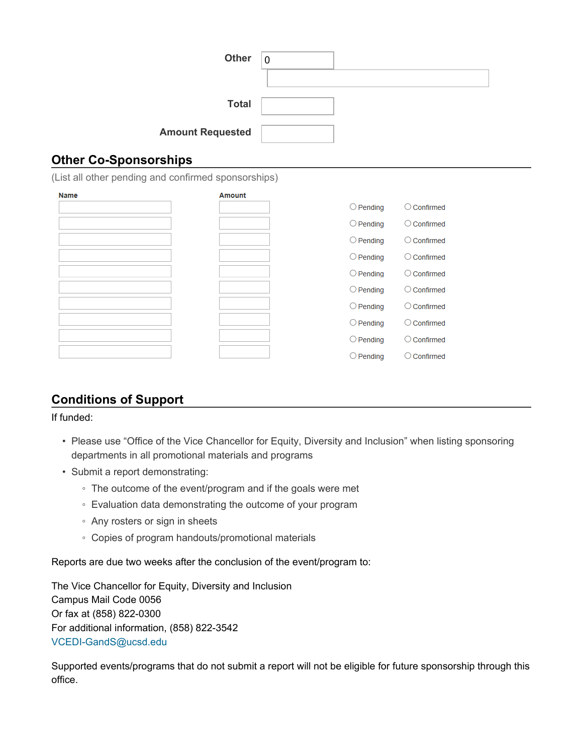**Other** 0

**Total**

**Amount Requested**

## Other Co-Sponsorships

(List all other pending and confirmed sponsorships)

| Name | Amount | | |
|---|---|---|---|
| | | ○ Pending | ○ Confirmed |
| | | ○ Pending | ○ Confirmed |
| | | ○ Pending | ○ Confirmed |
| | | ○ Pending | ○ Confirmed |
| | | ○ Pending | ○ Confirmed |
| | | ○ Pending | ○ Confirmed |
| | | ○ Pending | ○ Confirmed |
| | | ○ Pending | ○ Confirmed |
| | | ○ Pending | ○ Confirmed |
| | | ○ Pending | ○ Confirmed |

## Conditions of Support

If funded:

- Please use “Office of the Vice Chancellor for Equity, Diversity and Inclusion” when listing sponsoring departments in all promotional materials and programs
- Submit a report demonstrating:
  - The outcome of the event/program and if the goals were met
  - Evaluation data demonstrating the outcome of your program
  - Any rosters or sign in sheets
  - Copies of program handouts/promotional materials

Reports are due two weeks after the conclusion of the event/program to:

The Vice Chancellor for Equity, Diversity and Inclusion
Campus Mail Code 0056
Or fax at (858) 822-0300
For additional information, (858) 822-3542
VCEDI-GandS@ucsd.edu

Supported events/programs that do not submit a report will not be eligible for future sponsorship through this office.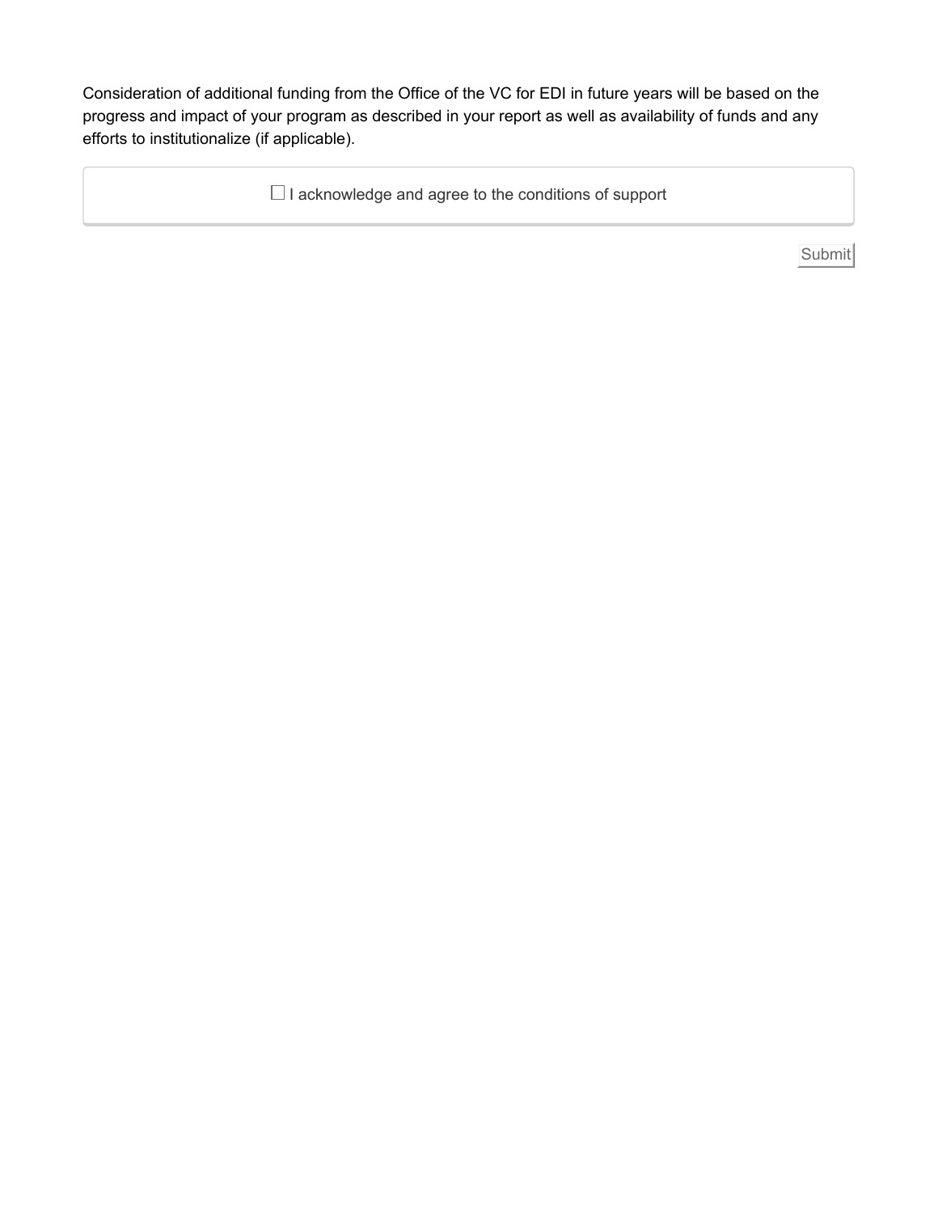Consideration of additional funding from the Office of the VC for EDI in future years will be based on the progress and impact of your program as described in your report as well as availability of funds and any efforts to institutionalize (if applicable).

☐ I acknowledge and agree to the conditions of support

Submit